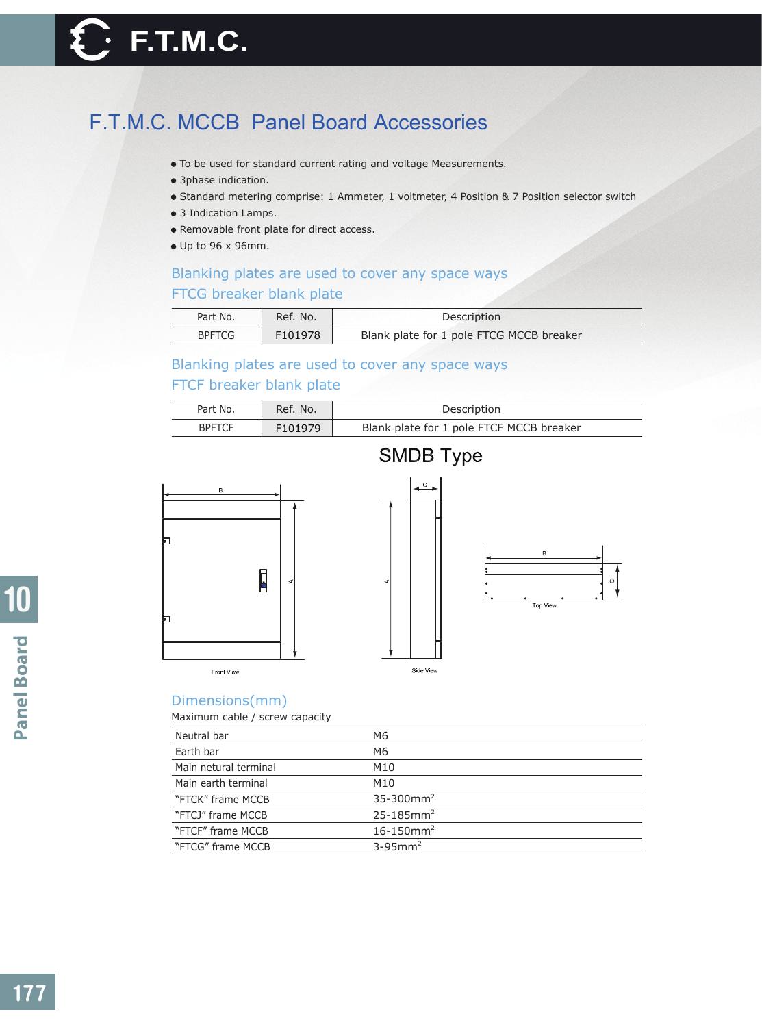# F.T.M.C. MCCB Panel Board Accessories

- To be used for standard current rating and voltage Measurements.
- 3phase indication.
- Standard metering comprise: 1 Ammeter, 1 voltmeter, 4 Position & 7 Position selector switch
- 3 Indication Lamps.
- Removable front plate for direct access.
- Up to 96 x 96mm.

### Blanking plates are used to cover any space ways
### FTCG breaker blank plate

| Part No. | Ref. No. | Description |
|---|---|---|
| BPFTCG | F101978 | Blank plate for 1 pole FTCG MCCB breaker |

### Blanking plates are used to cover any space ways
### FTCF breaker blank plate

| Part No. | Ref. No. | Description |
|---|---|---|
| BPFTCF | F101979 | Blank plate for 1 pole FTCF MCCB breaker |

## SMDB Type

B, A — Front View

C, A — Side View

B, C — Top View

### Dimensions(mm)

Maximum cable / screw capacity

| | |
|---|---|
| Neutral bar | M6 |
| Earth bar | M6 |
| Main netural terminal | M10 |
| Main earth terminal | M10 |
| "FTCK" frame MCCB | 35-300mm$^2$ |
| "FTCJ" frame MCCB | 25-185mm$^2$ |
| "FTCF" frame MCCB | 16-150mm$^2$ |
| "FTCG" frame MCCB | 3-95mm$^2$ |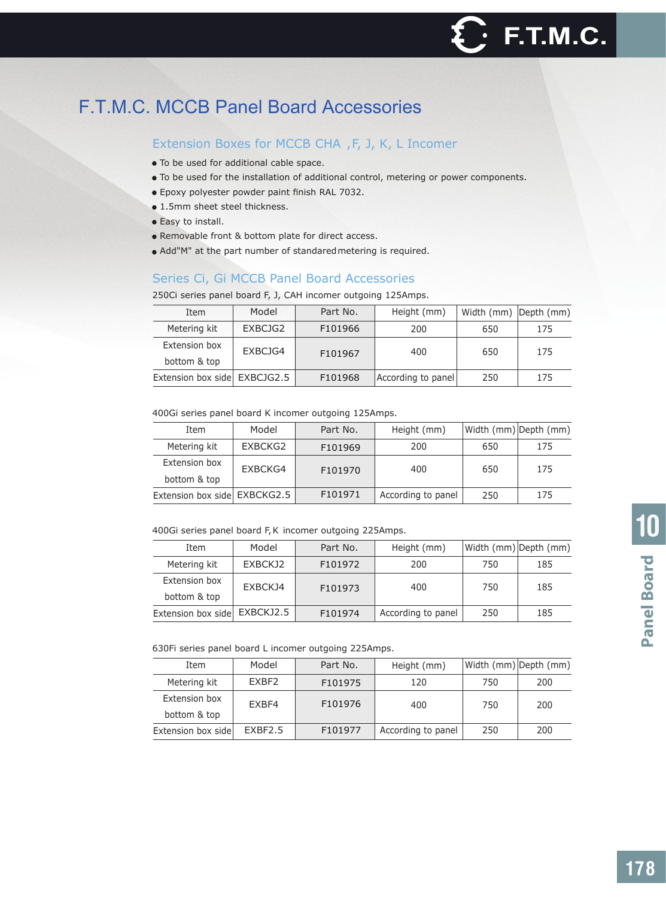# F.T.M.C. MCCB Panel Board Accessories

## Extension Boxes for MCCB CHA ,F, J, K, L Incomer

- To be used for additional cable space.
- To be used for the installation of additional control, metering or power components.
- Epoxy polyester powder paint finish RAL 7032.
- 1.5mm sheet steel thickness.
- Easy to install.
- Removable front & bottom plate for direct access.
- Add"M" at the part number of standaredmetering is required.

## Series Ci, Gi MCCB Panel Board Accessories

250Ci series panel board F, J, CAH incomer outgoing 125Amps.

| Item | Model | Part No. | Height (mm) | Width (mm) | Depth (mm) |
|---|---|---|---|---|---|
| Metering kit | EXBCJG2 | F101966 | 200 | 650 | 175 |
| Extension box bottom & top | EXBCJG4 | F101967 | 400 | 650 | 175 |
| Extension box side | EXBCJG2.5 | F101968 | According to panel | 250 | 175 |

400Gi series panel board K incomer outgoing 125Amps.

| Item | Model | Part No. | Height (mm) | Width (mm) | Depth (mm) |
|---|---|---|---|---|---|
| Metering kit | EXBCKG2 | F101969 | 200 | 650 | 175 |
| Extension box bottom & top | EXBCKG4 | F101970 | 400 | 650 | 175 |
| Extension box side | EXBCKG2.5 | F101971 | According to panel | 250 | 175 |

400Gi series panel board F, K incomer outgoing 225Amps.

| Item | Model | Part No. | Height (mm) | Width (mm) | Depth (mm) |
|---|---|---|---|---|---|
| Metering kit | EXBCKJ2 | F101972 | 200 | 750 | 185 |
| Extension box bottom & top | EXBCKJ4 | F101973 | 400 | 750 | 185 |
| Extension box side | EXBCKJ2.5 | F101974 | According to panel | 250 | 185 |

630Fi series panel board L incomer outgoing 225Amps.

| Item | Model | Part No. | Height (mm) | Width (mm) | Depth (mm) |
|---|---|---|---|---|---|
| Metering kit | EXBF2 | F101975 | 120 | 750 | 200 |
| Extension box bottom & top | EXBF4 | F101976 | 400 | 750 | 200 |
| Extension box side | EXBF2.5 | F101977 | According to panel | 250 | 200 |